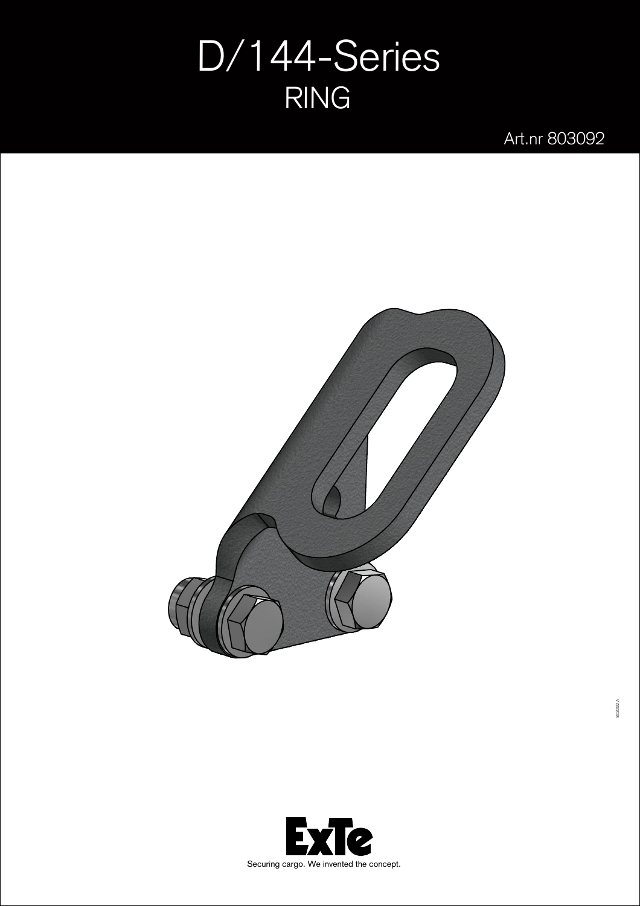# D/144-Series
## RING

Art.nr 803092

803092 A

ExTe

Securing cargo. We invented the concept.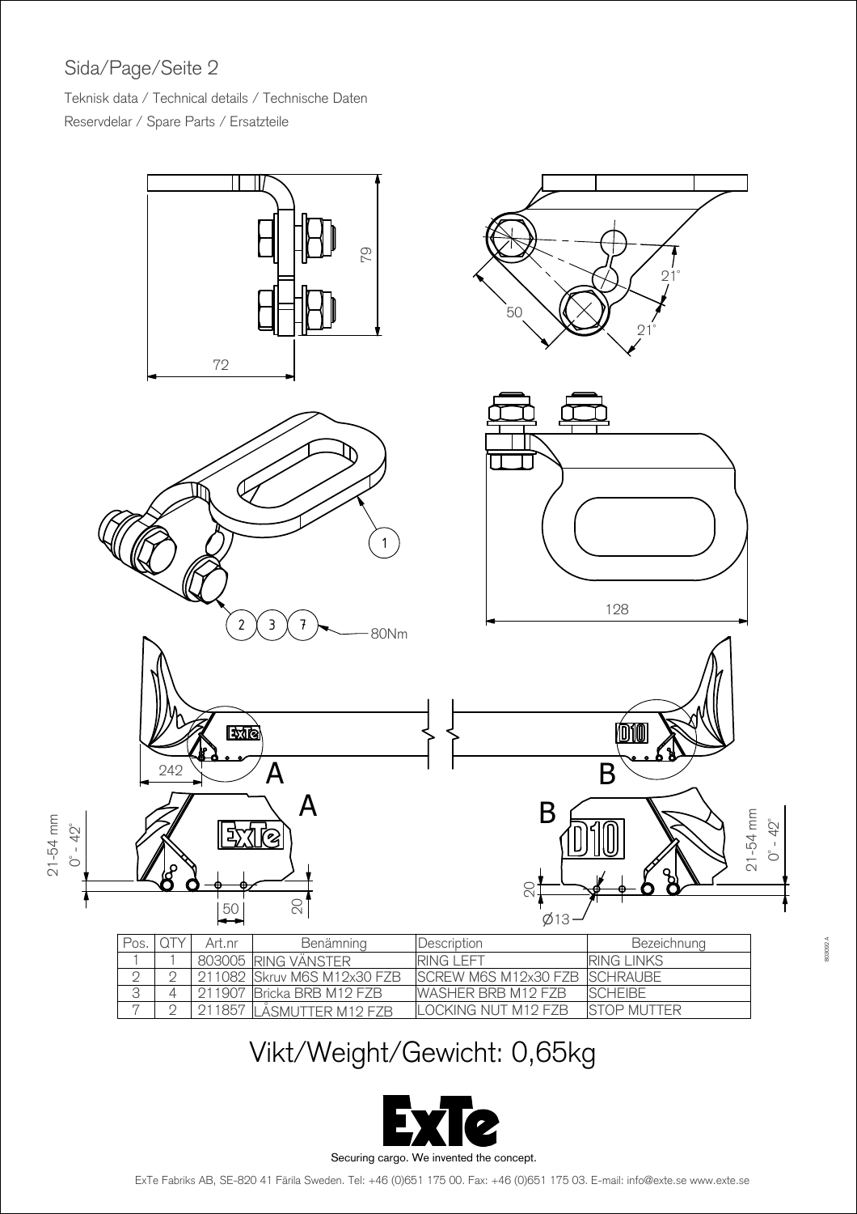Sida/Page/Seite 2

Teknisk data / Technical details / Technische Daten

Reservdelar / Spare Parts / Ersatzteile

| Pos. | QTY | Art.nr | Benämning | Description | Bezeichnung |
| --- | --- | --- | --- | --- | --- |
| 1 | 1 | 803005 | RING VÄNSTER | RING LEFT | RING LINKS |
| 2 | 2 | 211082 | Skruv M6S M12x30 FZB | SCREW M6S M12x30 FZB | SCHRAUBE |
| 3 | 4 | 211907 | Bricka BRB M12 FZB | WASHER BRB M12 FZB | SCHEIBE |
| 7 | 2 | 211857 | LÅSMUTTER M12 FZB | LOCKING NUT M12 FZB | STOP MUTTER |

# Vikt/Weight/Gewicht: 0,65kg

Securing cargo. We invented the concept.

ExTe Fabriks AB, SE-820 41 Färila Sweden. Tel: +46 (0)651 175 00. Fax: +46 (0)651 175 03. E-mail: info@exte.se www.exte.se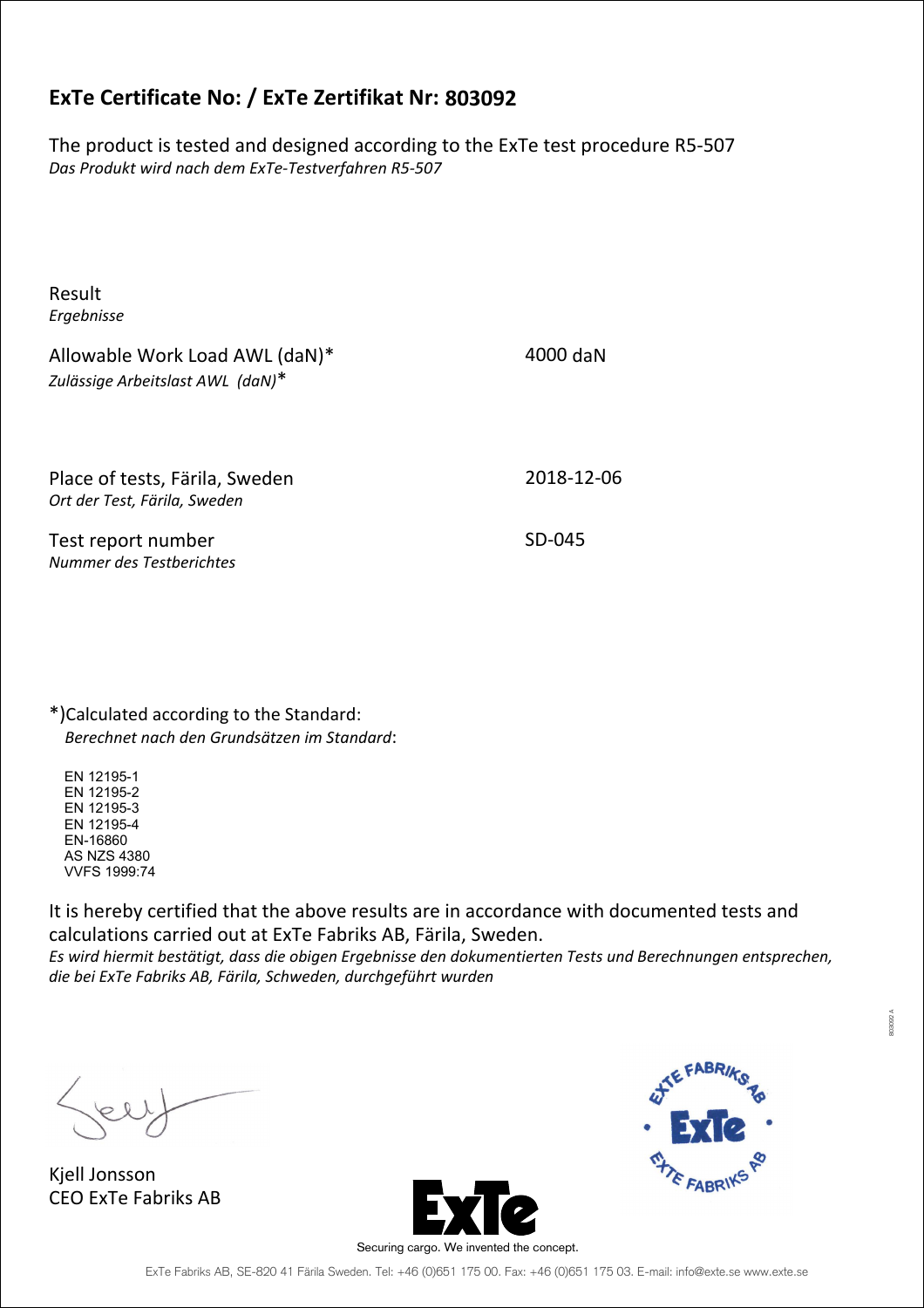## ExTe Certificate No: / ExTe Zertifikat Nr: 803092

The product is tested and designed according to the ExTe test procedure R5-507
*Das Produkt wird nach dem ExTe-Testverfahren R5-507*

Result
*Ergebnisse*

| | |
|---|---|
| Allowable Work Load AWL (daN)*<br>*Zulässige Arbeitslast AWL (daN)** | 4000 daN |
| Place of tests, Färila, Sweden<br>*Ort der Test, Färila, Sweden* | 2018-12-06 |
| Test report number<br>*Nummer des Testberichtes* | SD-045 |

*)Calculated according to the Standard:
*Berechnet nach den Grundsätzen im Standard*:

EN 12195-1
EN 12195-2
EN 12195-3
EN 12195-4
EN-16860
AS NZS 4380
VVFS 1999:74

It is hereby certified that the above results are in accordance with documented tests and calculations carried out at ExTe Fabriks AB, Färila, Sweden.
*Es wird hiermit bestätigt, dass die obigen Ergebnisse den dokumentierten Tests und Berechnungen entsprechen, die bei ExTe Fabriks AB, Färila, Schweden, durchgeführt wurden*

Kjell Jonsson
CEO ExTe Fabriks AB

Securing cargo. We invented the concept.

ExTe Fabriks AB, SE-820 41 Färila Sweden. Tel: +46 (0)651 175 00. Fax: +46 (0)651 175 03. E-mail: info@exte.se www.exte.se